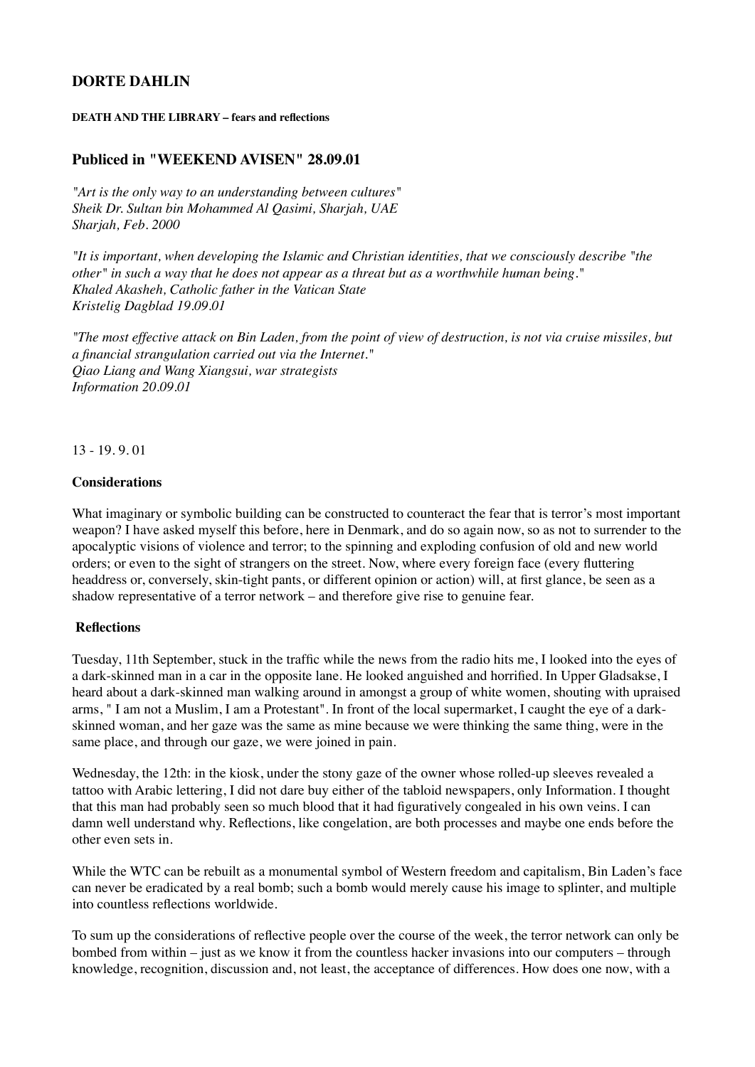## DORTE DAHLIN

**DEATH AND THE LIBRARY – fears and reflections**

### Publiced in "WEEKEND AVISEN" 28.09.01

*"Art is the only way to an understanding between cultures"*
*Sheik Dr. Sultan bin Mohammed Al Qasimi, Sharjah, UAE*
*Sharjah, Feb. 2000*

*"It is important, when developing the Islamic and Christian identities, that we consciously describe "the other" in such a way that he does not appear as a threat but as a worthwhile human being."*
*Khaled Akasheh, Catholic father in the Vatican State*
*Kristelig Dagblad 19.09.01*

*"The most effective attack on Bin Laden, from the point of view of destruction, is not via cruise missiles, but a financial strangulation carried out via the Internet."*
*Qiao Liang and Wang Xiangsui, war strategists*
*Information 20.09.01*

13 - 19. 9. 01

**Considerations**

What imaginary or symbolic building can be constructed to counteract the fear that is terror's most important weapon? I have asked myself this before, here in Denmark, and do so again now, so as not to surrender to the apocalyptic visions of violence and terror; to the spinning and exploding confusion of old and new world orders; or even to the sight of strangers on the street. Now, where every foreign face (every fluttering headdress or, conversely, skin-tight pants, or different opinion or action) will, at first glance, be seen as a shadow representative of a terror network – and therefore give rise to genuine fear.

**Reflections**

Tuesday, 11th September, stuck in the traffic while the news from the radio hits me, I looked into the eyes of a dark-skinned man in a car in the opposite lane. He looked anguished and horrified. In Upper Gladsakse, I heard about a dark-skinned man walking around in amongst a group of white women, shouting with upraised arms, " I am not a Muslim, I am a Protestant". In front of the local supermarket, I caught the eye of a dark-skinned woman, and her gaze was the same as mine because we were thinking the same thing, were in the same place, and through our gaze, we were joined in pain.

Wednesday, the 12th: in the kiosk, under the stony gaze of the owner whose rolled-up sleeves revealed a tattoo with Arabic lettering, I did not dare buy either of the tabloid newspapers, only Information. I thought that this man had probably seen so much blood that it had figuratively congealed in his own veins. I can damn well understand why. Reflections, like congelation, are both processes and maybe one ends before the other even sets in.

While the WTC can be rebuilt as a monumental symbol of Western freedom and capitalism, Bin Laden's face can never be eradicated by a real bomb; such a bomb would merely cause his image to splinter, and multiple into countless reflections worldwide.

To sum up the considerations of reflective people over the course of the week, the terror network can only be bombed from within – just as we know it from the countless hacker invasions into our computers – through knowledge, recognition, discussion and, not least, the acceptance of differences. How does one now, with a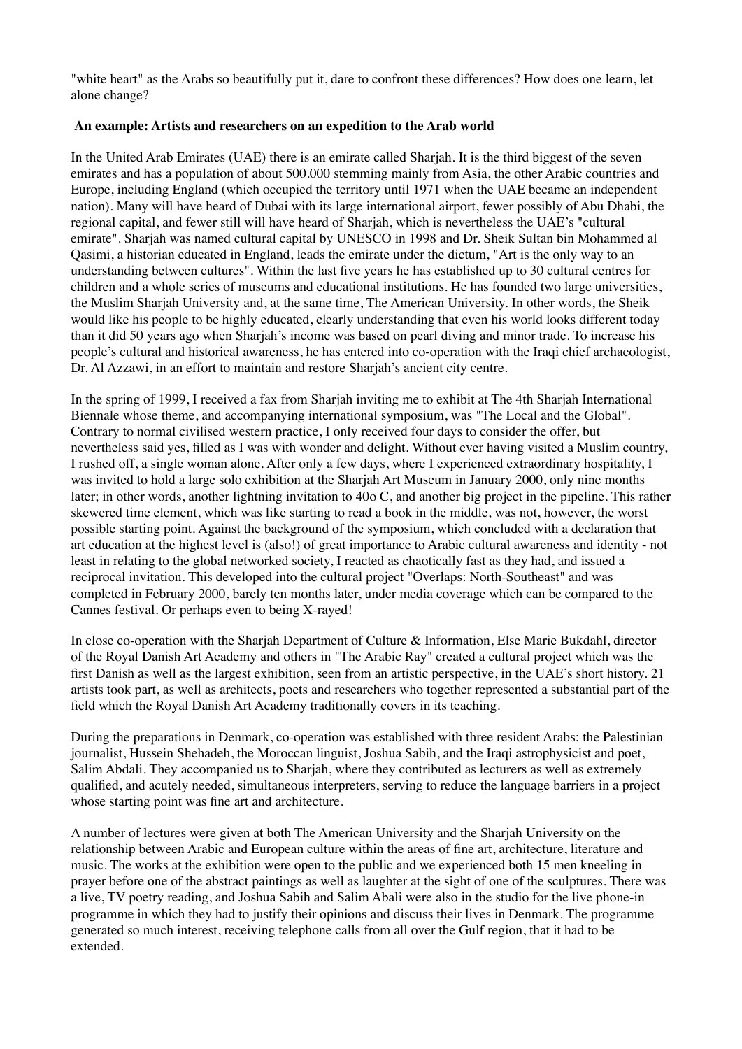"white heart" as the Arabs so beautifully put it, dare to confront these differences? How does one learn, let alone change?

### An example: Artists and researchers on an expedition to the Arab world

In the United Arab Emirates (UAE) there is an emirate called Sharjah. It is the third biggest of the seven emirates and has a population of about 500.000 stemming mainly from Asia, the other Arabic countries and Europe, including England (which occupied the territory until 1971 when the UAE became an independent nation). Many will have heard of Dubai with its large international airport, fewer possibly of Abu Dhabi, the regional capital, and fewer still will have heard of Sharjah, which is nevertheless the UAE's "cultural emirate". Sharjah was named cultural capital by UNESCO in 1998 and Dr. Sheik Sultan bin Mohammed al Qasimi, a historian educated in England, leads the emirate under the dictum, "Art is the only way to an understanding between cultures". Within the last five years he has established up to 30 cultural centres for children and a whole series of museums and educational institutions. He has founded two large universities, the Muslim Sharjah University and, at the same time, The American University. In other words, the Sheik would like his people to be highly educated, clearly understanding that even his world looks different today than it did 50 years ago when Sharjah's income was based on pearl diving and minor trade. To increase his people's cultural and historical awareness, he has entered into co-operation with the Iraqi chief archaeologist, Dr. Al Azzawi, in an effort to maintain and restore Sharjah's ancient city centre.

In the spring of 1999, I received a fax from Sharjah inviting me to exhibit at The 4th Sharjah International Biennale whose theme, and accompanying international symposium, was "The Local and the Global". Contrary to normal civilised western practice, I only received four days to consider the offer, but nevertheless said yes, filled as I was with wonder and delight. Without ever having visited a Muslim country, I rushed off, a single woman alone. After only a few days, where I experienced extraordinary hospitality, I was invited to hold a large solo exhibition at the Sharjah Art Museum in January 2000, only nine months later; in other words, another lightning invitation to 40o C, and another big project in the pipeline. This rather skewered time element, which was like starting to read a book in the middle, was not, however, the worst possible starting point. Against the background of the symposium, which concluded with a declaration that art education at the highest level is (also!) of great importance to Arabic cultural awareness and identity - not least in relating to the global networked society, I reacted as chaotically fast as they had, and issued a reciprocal invitation. This developed into the cultural project "Overlaps: North-Southeast" and was completed in February 2000, barely ten months later, under media coverage which can be compared to the Cannes festival. Or perhaps even to being X-rayed!

In close co-operation with the Sharjah Department of Culture & Information, Else Marie Bukdahl, director of the Royal Danish Art Academy and others in "The Arabic Ray" created a cultural project which was the first Danish as well as the largest exhibition, seen from an artistic perspective, in the UAE's short history. 21 artists took part, as well as architects, poets and researchers who together represented a substantial part of the field which the Royal Danish Art Academy traditionally covers in its teaching.

During the preparations in Denmark, co-operation was established with three resident Arabs: the Palestinian journalist, Hussein Shehadeh, the Moroccan linguist, Joshua Sabih, and the Iraqi astrophysicist and poet, Salim Abdali. They accompanied us to Sharjah, where they contributed as lecturers as well as extremely qualified, and acutely needed, simultaneous interpreters, serving to reduce the language barriers in a project whose starting point was fine art and architecture.

A number of lectures were given at both The American University and the Sharjah University on the relationship between Arabic and European culture within the areas of fine art, architecture, literature and music. The works at the exhibition were open to the public and we experienced both 15 men kneeling in prayer before one of the abstract paintings as well as laughter at the sight of one of the sculptures. There was a live, TV poetry reading, and Joshua Sabih and Salim Abali were also in the studio for the live phone-in programme in which they had to justify their opinions and discuss their lives in Denmark. The programme generated so much interest, receiving telephone calls from all over the Gulf region, that it had to be extended.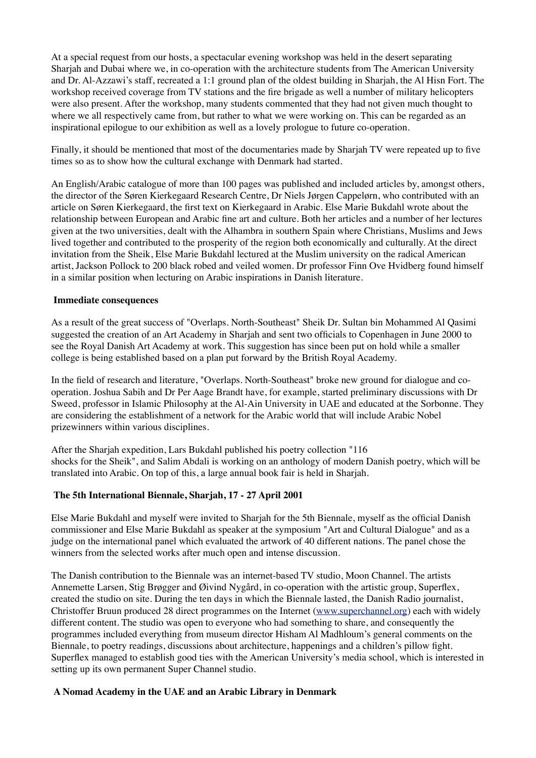At a special request from our hosts, a spectacular evening workshop was held in the desert separating Sharjah and Dubai where we, in co-operation with the architecture students from The American University and Dr. Al-Azzawi's staff, recreated a 1:1 ground plan of the oldest building in Sharjah, the Al Hisn Fort. The workshop received coverage from TV stations and the fire brigade as well a number of military helicopters were also present. After the workshop, many students commented that they had not given much thought to where we all respectively came from, but rather to what we were working on. This can be regarded as an inspirational epilogue to our exhibition as well as a lovely prologue to future co-operation.

Finally, it should be mentioned that most of the documentaries made by Sharjah TV were repeated up to five times so as to show how the cultural exchange with Denmark had started.

An English/Arabic catalogue of more than 100 pages was published and included articles by, amongst others, the director of the Søren Kierkegaard Research Centre, Dr Niels Jørgen Cappelørn, who contributed with an article on Søren Kierkegaard, the first text on Kierkegaard in Arabic. Else Marie Bukdahl wrote about the relationship between European and Arabic fine art and culture. Both her articles and a number of her lectures given at the two universities, dealt with the Alhambra in southern Spain where Christians, Muslims and Jews lived together and contributed to the prosperity of the region both economically and culturally. At the direct invitation from the Sheik, Else Marie Bukdahl lectured at the Muslim university on the radical American artist, Jackson Pollock to 200 black robed and veiled women. Dr professor Finn Ove Hvidberg found himself in a similar position when lecturing on Arabic inspirations in Danish literature.

**Immediate consequences**

As a result of the great success of "Overlaps. North-Southeast" Sheik Dr. Sultan bin Mohammed Al Qasimi suggested the creation of an Art Academy in Sharjah and sent two officials to Copenhagen in June 2000 to see the Royal Danish Art Academy at work. This suggestion has since been put on hold while a smaller college is being established based on a plan put forward by the British Royal Academy.

In the field of research and literature, "Overlaps. North-Southeast" broke new ground for dialogue and co-operation. Joshua Sabih and Dr Per Aage Brandt have, for example, started preliminary discussions with Dr Sweed, professor in Islamic Philosophy at the Al-Ain University in UAE and educated at the Sorbonne. They are considering the establishment of a network for the Arabic world that will include Arabic Nobel prizewinners within various disciplines.

After the Sharjah expedition, Lars Bukdahl published his poetry collection "116 shocks for the Sheik", and Salim Abdali is working on an anthology of modern Danish poetry, which will be translated into Arabic. On top of this, a large annual book fair is held in Sharjah.

**The 5th International Biennale, Sharjah, 17 - 27 April 2001**

Else Marie Bukdahl and myself were invited to Sharjah for the 5th Biennale, myself as the official Danish commissioner and Else Marie Bukdahl as speaker at the symposium "Art and Cultural Dialogue" and as a judge on the international panel which evaluated the artwork of 40 different nations. The panel chose the winners from the selected works after much open and intense discussion.

The Danish contribution to the Biennale was an internet-based TV studio, Moon Channel. The artists Annemette Larsen, Stig Brøgger and Øivind Nygård, in co-operation with the artistic group, Superflex, created the studio on site. During the ten days in which the Biennale lasted, the Danish Radio journalist, Christoffer Bruun produced 28 direct programmes on the Internet (www.superchannel.org) each with widely different content. The studio was open to everyone who had something to share, and consequently the programmes included everything from museum director Hisham Al Madhloum's general comments on the Biennale, to poetry readings, discussions about architecture, happenings and a children's pillow fight. Superflex managed to establish good ties with the American University's media school, which is interested in setting up its own permanent Super Channel studio.

**A Nomad Academy in the UAE and an Arabic Library in Denmark**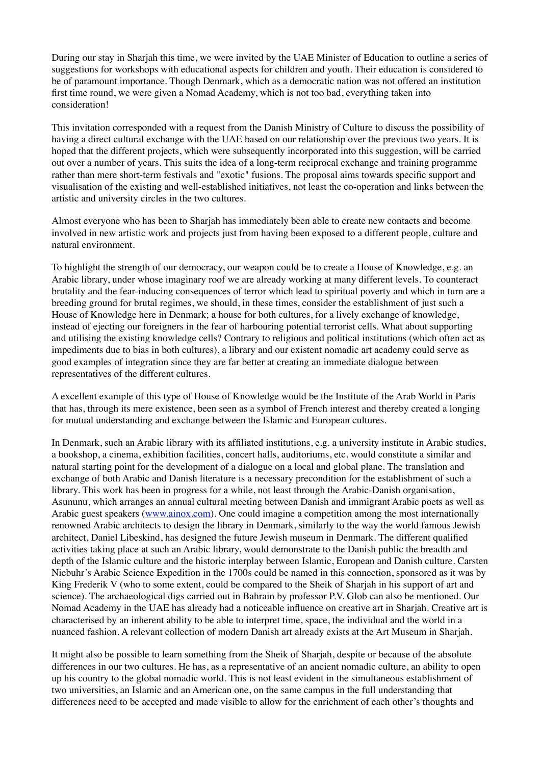During our stay in Sharjah this time, we were invited by the UAE Minister of Education to outline a series of suggestions for workshops with educational aspects for children and youth. Their education is considered to be of paramount importance. Though Denmark, which as a democratic nation was not offered an institution first time round, we were given a Nomad Academy, which is not too bad, everything taken into consideration!

This invitation corresponded with a request from the Danish Ministry of Culture to discuss the possibility of having a direct cultural exchange with the UAE based on our relationship over the previous two years. It is hoped that the different projects, which were subsequently incorporated into this suggestion, will be carried out over a number of years. This suits the idea of a long-term reciprocal exchange and training programme rather than mere short-term festivals and "exotic" fusions. The proposal aims towards specific support and visualisation of the existing and well-established initiatives, not least the co-operation and links between the artistic and university circles in the two cultures.

Almost everyone who has been to Sharjah has immediately been able to create new contacts and become involved in new artistic work and projects just from having been exposed to a different people, culture and natural environment.

To highlight the strength of our democracy, our weapon could be to create a House of Knowledge, e.g. an Arabic library, under whose imaginary roof we are already working at many different levels. To counteract brutality and the fear-inducing consequences of terror which lead to spiritual poverty and which in turn are a breeding ground for brutal regimes, we should, in these times, consider the establishment of just such a House of Knowledge here in Denmark; a house for both cultures, for a lively exchange of knowledge, instead of ejecting our foreigners in the fear of harbouring potential terrorist cells. What about supporting and utilising the existing knowledge cells? Contrary to religious and political institutions (which often act as impediments due to bias in both cultures), a library and our existent nomadic art academy could serve as good examples of integration since they are far better at creating an immediate dialogue between representatives of the different cultures.

A excellent example of this type of House of Knowledge would be the Institute of the Arab World in Paris that has, through its mere existence, been seen as a symbol of French interest and thereby created a longing for mutual understanding and exchange between the Islamic and European cultures.

In Denmark, such an Arabic library with its affiliated institutions, e.g. a university institute in Arabic studies, a bookshop, a cinema, exhibition facilities, concert halls, auditoriums, etc. would constitute a similar and natural starting point for the development of a dialogue on a local and global plane. The translation and exchange of both Arabic and Danish literature is a necessary precondition for the establishment of such a library. This work has been in progress for a while, not least through the Arabic-Danish organisation, Asununu, which arranges an annual cultural meeting between Danish and immigrant Arabic poets as well as Arabic guest speakers ([www.ainox.com](www.ainox.com)). One could imagine a competition among the most internationally renowned Arabic architects to design the library in Denmark, similarly to the way the world famous Jewish architect, Daniel Libeskind, has designed the future Jewish museum in Denmark. The different qualified activities taking place at such an Arabic library, would demonstrate to the Danish public the breadth and depth of the Islamic culture and the historic interplay between Islamic, European and Danish culture. Carsten Niebuhr's Arabic Science Expedition in the 1700s could be named in this connection, sponsored as it was by King Frederik V (who to some extent, could be compared to the Sheik of Sharjah in his support of art and science). The archaeological digs carried out in Bahrain by professor P.V. Glob can also be mentioned. Our Nomad Academy in the UAE has already had a noticeable influence on creative art in Sharjah. Creative art is characterised by an inherent ability to be able to interpret time, space, the individual and the world in a nuanced fashion. A relevant collection of modern Danish art already exists at the Art Museum in Sharjah.

It might also be possible to learn something from the Sheik of Sharjah, despite or because of the absolute differences in our two cultures. He has, as a representative of an ancient nomadic culture, an ability to open up his country to the global nomadic world. This is not least evident in the simultaneous establishment of two universities, an Islamic and an American one, on the same campus in the full understanding that differences need to be accepted and made visible to allow for the enrichment of each other's thoughts and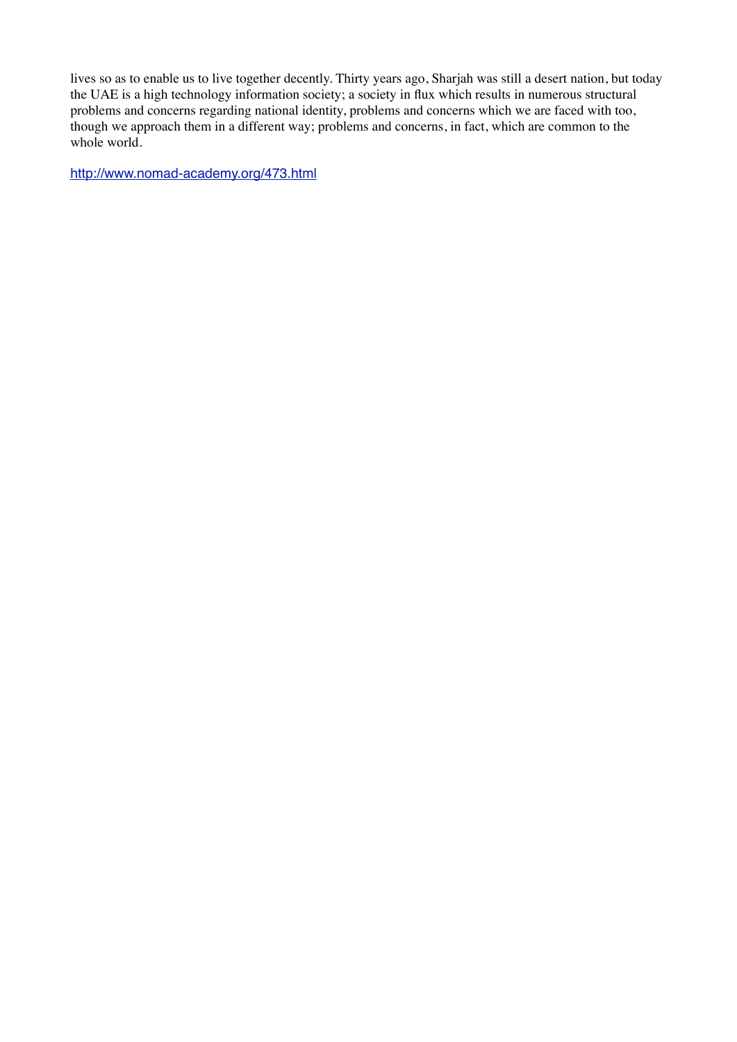lives so as to enable us to live together decently. Thirty years ago, Sharjah was still a desert nation, but today the UAE is a high technology information society; a society in flux which results in numerous structural problems and concerns regarding national identity, problems and concerns which we are faced with too, though we approach them in a different way; problems and concerns, in fact, which are common to the whole world.

http://www.nomad-academy.org/473.html